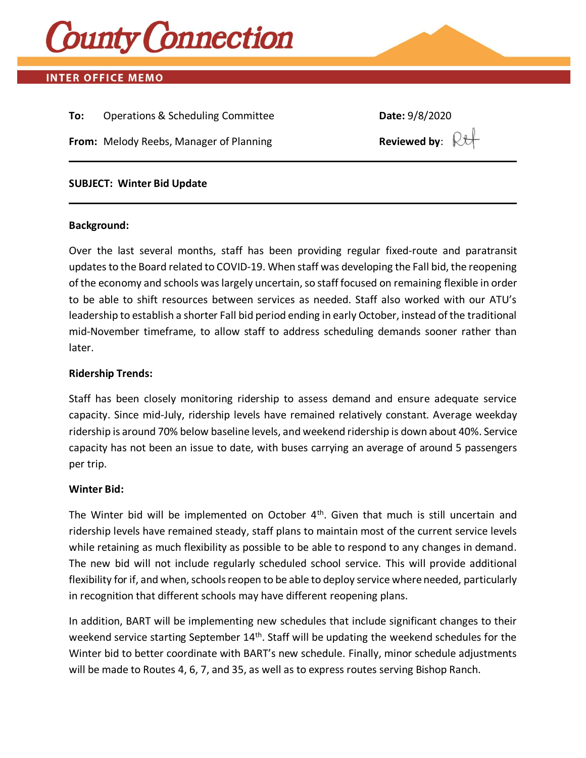# County Connection

## INTER OFFICE MEMO

**To:** Operations & Scheduling Committee

**Date:** 9/8/2020

**From:** Melody Reebs, Manager of Planning

**Reviewed by:** RH

---

**SUBJECT: Winter Bid Update**

---

**Background:**

Over the last several months, staff has been providing regular fixed-route and paratransit updates to the Board related to COVID-19. When staff was developing the Fall bid, the reopening of the economy and schools was largely uncertain, so staff focused on remaining flexible in order to be able to shift resources between services as needed. Staff also worked with our ATU's leadership to establish a shorter Fall bid period ending in early October, instead of the traditional mid-November timeframe, to allow staff to address scheduling demands sooner rather than later.

**Ridership Trends:**

Staff has been closely monitoring ridership to assess demand and ensure adequate service capacity. Since mid-July, ridership levels have remained relatively constant. Average weekday ridership is around 70% below baseline levels, and weekend ridership is down about 40%. Service capacity has not been an issue to date, with buses carrying an average of around 5 passengers per trip.

**Winter Bid:**

The Winter bid will be implemented on October 4th. Given that much is still uncertain and ridership levels have remained steady, staff plans to maintain most of the current service levels while retaining as much flexibility as possible to be able to respond to any changes in demand. The new bid will not include regularly scheduled school service. This will provide additional flexibility for if, and when, schools reopen to be able to deploy service where needed, particularly in recognition that different schools may have different reopening plans.

In addition, BART will be implementing new schedules that include significant changes to their weekend service starting September 14th. Staff will be updating the weekend schedules for the Winter bid to better coordinate with BART's new schedule. Finally, minor schedule adjustments will be made to Routes 4, 6, 7, and 35, as well as to express routes serving Bishop Ranch.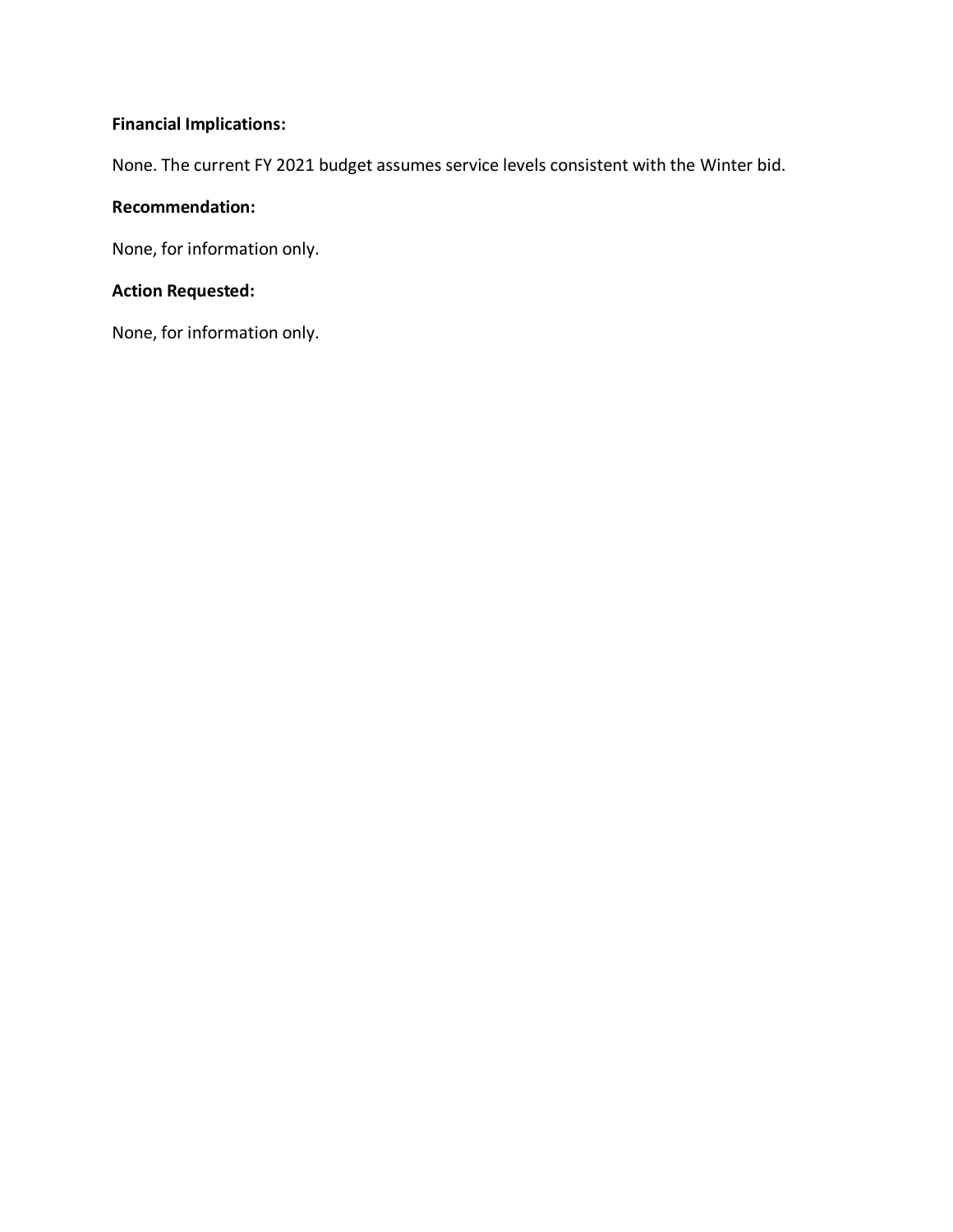**Financial Implications:**

None. The current FY 2021 budget assumes service levels consistent with the Winter bid.

**Recommendation:**

None, for information only.

**Action Requested:**

None, for information only.